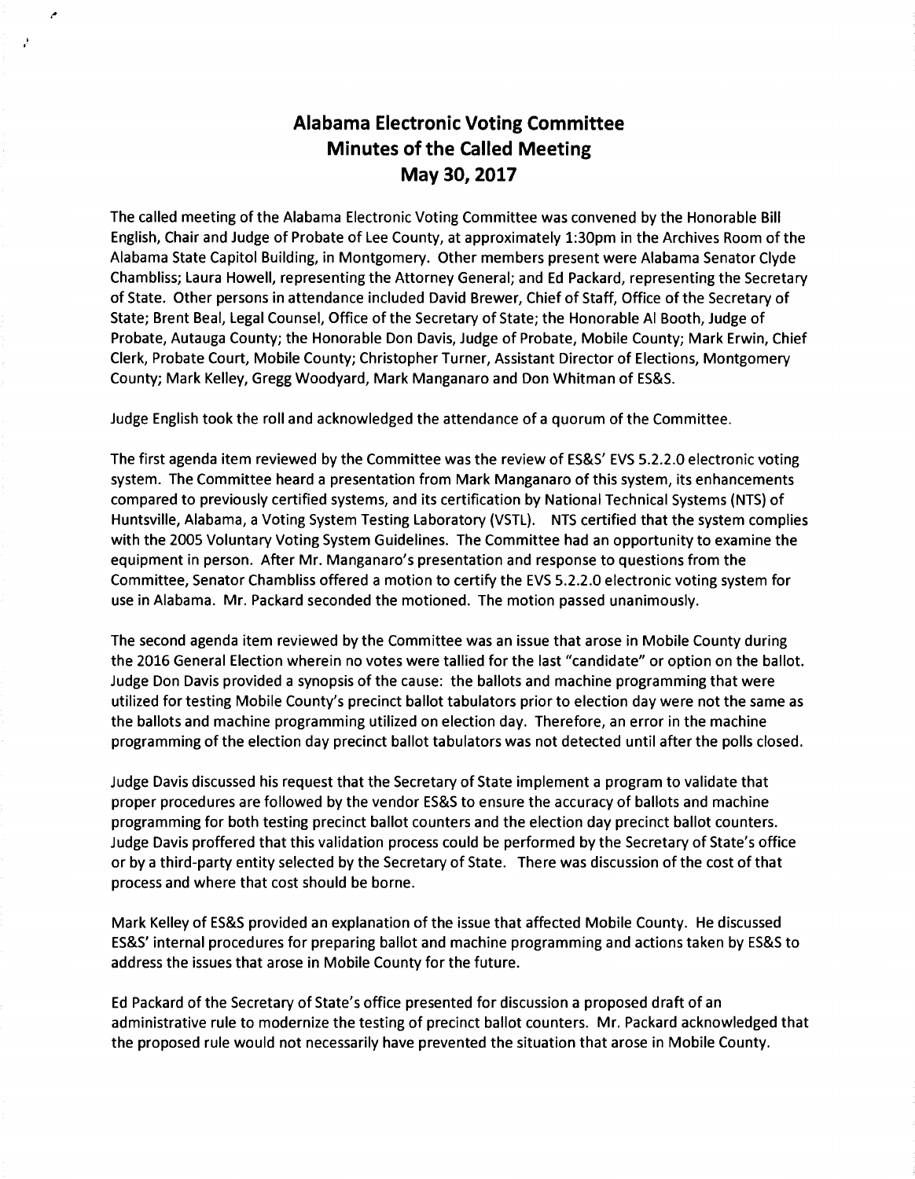# Alabama Electronic Voting Committee
# Minutes of the Called Meeting
# May 30, 2017

The called meeting of the Alabama Electronic Voting Committee was convened by the Honorable Bill English, Chair and Judge of Probate of Lee County, at approximately 1:30pm in the Archives Room of the Alabama State Capitol Building, in Montgomery. Other members present were Alabama Senator Clyde Chambliss; Laura Howell, representing the Attorney General; and Ed Packard, representing the Secretary of State. Other persons in attendance included David Brewer, Chief of Staff, Office of the Secretary of State; Brent Beal, Legal Counsel, Office of the Secretary of State; the Honorable Al Booth, Judge of Probate, Autauga County; the Honorable Don Davis, Judge of Probate, Mobile County; Mark Erwin, Chief Clerk, Probate Court, Mobile County; Christopher Turner, Assistant Director of Elections, Montgomery County; Mark Kelley, Gregg Woodyard, Mark Manganaro and Don Whitman of ES&S.

Judge English took the roll and acknowledged the attendance of a quorum of the Committee.

The first agenda item reviewed by the Committee was the review of ES&S' EVS 5.2.2.0 electronic voting system. The Committee heard a presentation from Mark Manganaro of this system, its enhancements compared to previously certified systems, and its certification by National Technical Systems (NTS) of Huntsville, Alabama, a Voting System Testing Laboratory (VSTL). NTS certified that the system complies with the 2005 Voluntary Voting System Guidelines. The Committee had an opportunity to examine the equipment in person. After Mr. Manganaro's presentation and response to questions from the Committee, Senator Chambliss offered a motion to certify the EVS 5.2.2.0 electronic voting system for use in Alabama. Mr. Packard seconded the motioned. The motion passed unanimously.

The second agenda item reviewed by the Committee was an issue that arose in Mobile County during the 2016 General Election wherein no votes were tallied for the last "candidate" or option on the ballot. Judge Don Davis provided a synopsis of the cause: the ballots and machine programming that were utilized for testing Mobile County's precinct ballot tabulators prior to election day were not the same as the ballots and machine programming utilized on election day. Therefore, an error in the machine programming of the election day precinct ballot tabulators was not detected until after the polls closed.

Judge Davis discussed his request that the Secretary of State implement a program to validate that proper procedures are followed by the vendor ES&S to ensure the accuracy of ballots and machine programming for both testing precinct ballot counters and the election day precinct ballot counters. Judge Davis proffered that this validation process could be performed by the Secretary of State's office or by a third-party entity selected by the Secretary of State. There was discussion of the cost of that process and where that cost should be borne.

Mark Kelley of ES&S provided an explanation of the issue that affected Mobile County. He discussed ES&S' internal procedures for preparing ballot and machine programming and actions taken by ES&S to address the issues that arose in Mobile County for the future.

Ed Packard of the Secretary of State's office presented for discussion a proposed draft of an administrative rule to modernize the testing of precinct ballot counters. Mr. Packard acknowledged that the proposed rule would not necessarily have prevented the situation that arose in Mobile County.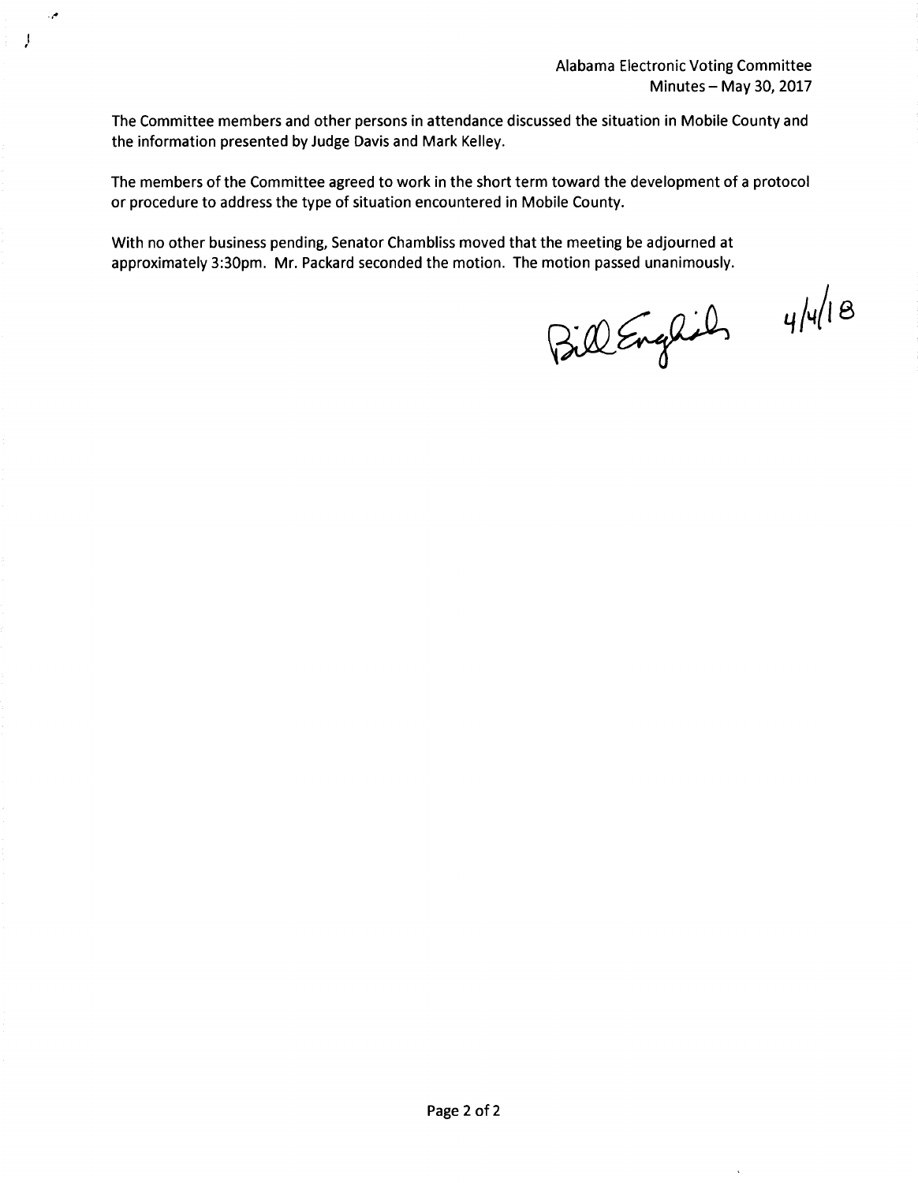The Committee members and other persons in attendance discussed the situation in Mobile County and the information presented by Judge Davis and Mark Kelley.

The members of the Committee agreed to work in the short term toward the development of a protocol or procedure to address the type of situation encountered in Mobile County.

With no other business pending, Senator Chambliss moved that the meeting be adjourned at approximately 3:30pm. Mr. Packard seconded the motion. The motion passed unanimously.

Bill English 4/4/18